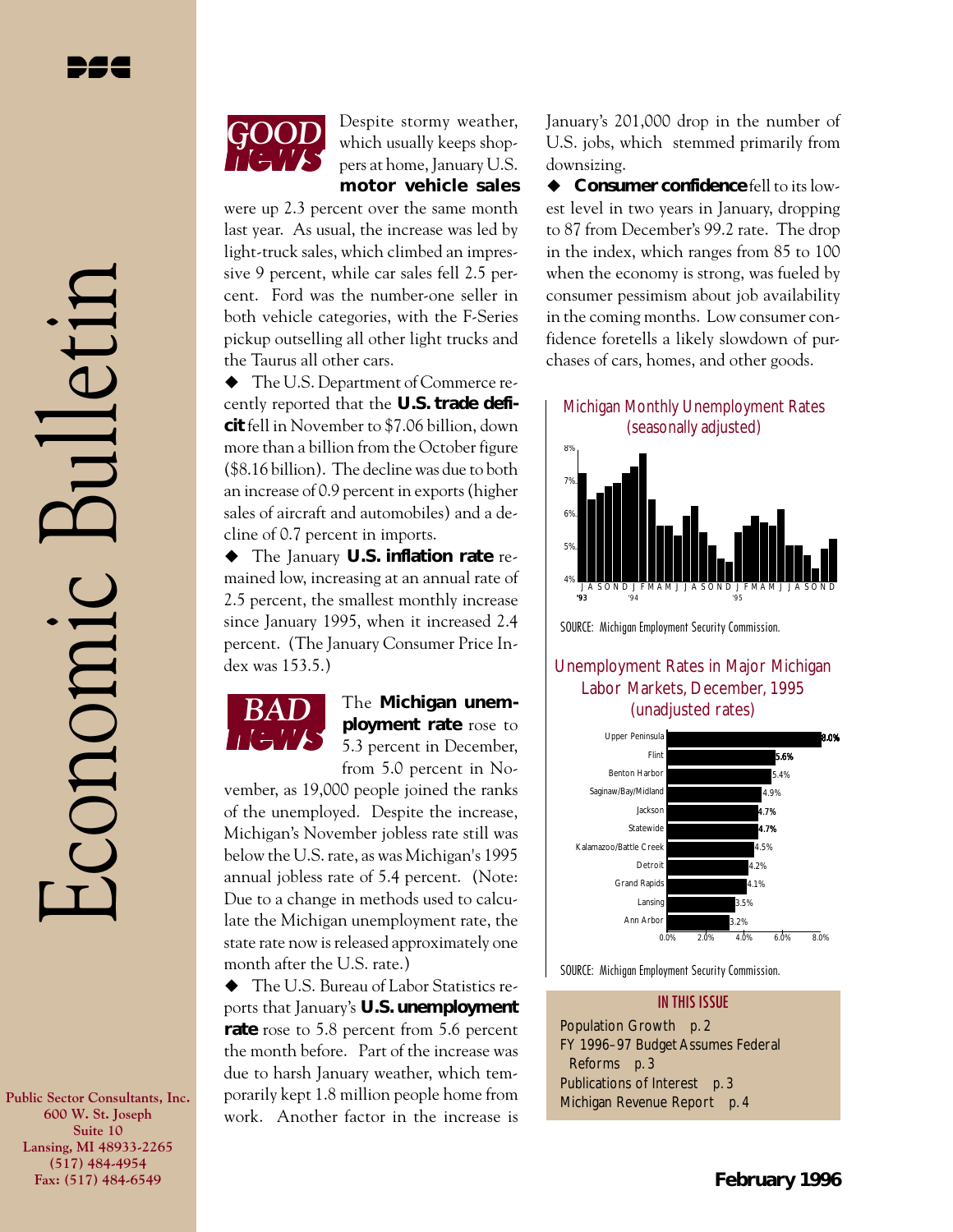# Economic Bulletin

Public Sector Consultants, Inc.
600 W. St. Joseph
Suite 10
Lansing, MI 48933-2265
(517) 484-4954
Fax: (517) 484-6549

## GOOD news

Despite stormy weather, which usually keeps shoppers at home, January U.S. **motor vehicle sales** were up 2.3 percent over the same month last year. As usual, the increase was led by light-truck sales, which climbed an impressive 9 percent, while car sales fell 2.5 percent. Ford was the number-one seller in both vehicle categories, with the F-Series pickup outselling all other light trucks and the Taurus all other cars.

◆ The U.S. Department of Commerce recently reported that the **U.S. trade deficit** fell in November to $7.06 billion, down more than a billion from the October figure ($8.16 billion). The decline was due to both an increase of 0.9 percent in exports (higher sales of aircraft and automobiles) and a decline of 0.7 percent in imports.

◆ The January **U.S. inflation rate** remained low, increasing at an annual rate of 2.5 percent, the smallest monthly increase since January 1995, when it increased 2.4 percent. (The January Consumer Price Index was 153.5.)

## BAD news

The **Michigan unemployment rate** rose to 5.3 percent in December, from 5.0 percent in November, as 19,000 people joined the ranks of the unemployed. Despite the increase, Michigan's November jobless rate still was below the U.S. rate, as was Michigan's 1995 annual jobless rate of 5.4 percent. (Note: Due to a change in methods used to calculate the Michigan unemployment rate, the state rate now is released approximately one month after the U.S. rate.)

◆ The U.S. Bureau of Labor Statistics reports that January's **U.S. unemployment rate** rose to 5.8 percent from 5.6 percent the month before. Part of the increase was due to harsh January weather, which temporarily kept 1.8 million people home from work. Another factor in the increase is January's 201,000 drop in the number of U.S. jobs, which stemmed primarily from downsizing.

◆ **Consumer confidence** fell to its lowest level in two years in January, dropping to 87 from December's 99.2 rate. The drop in the index, which ranges from 85 to 100 when the economy is strong, was fueled by consumer pessimism about job availability in the coming months. Low consumer confidence foretells a likely slowdown of purchases of cars, homes, and other goods.

### Michigan Monthly Unemployment Rates (seasonally adjusted)

SOURCE: Michigan Employment Security Commission.

### Unemployment Rates in Major Michigan Labor Markets, December, 1995 (unadjusted rates)

| Labor Market | Rate |
|---|---|
| Upper Peninsula | 8.0% |
| Flint | 5.6% |
| Benton Harbor | 5.4% |
| Saginaw/Bay/Midland | 4.9% |
| Jackson | 4.7% |
| Statewide | 4.7% |
| Kalamazoo/Battle Creek | 4.5% |
| Detroit | 4.2% |
| Grand Rapids | 4.1% |
| Lansing | 3.5% |
| Ann Arbor | 3.2% |

SOURCE: Michigan Employment Security Commission.

**IN THIS ISSUE**

- Population Growth p. 2
- FY 1996–97 Budget Assumes Federal Reforms p. 3
- Publications of Interest p. 3
- Michigan Revenue Report p. 4

**February 1996**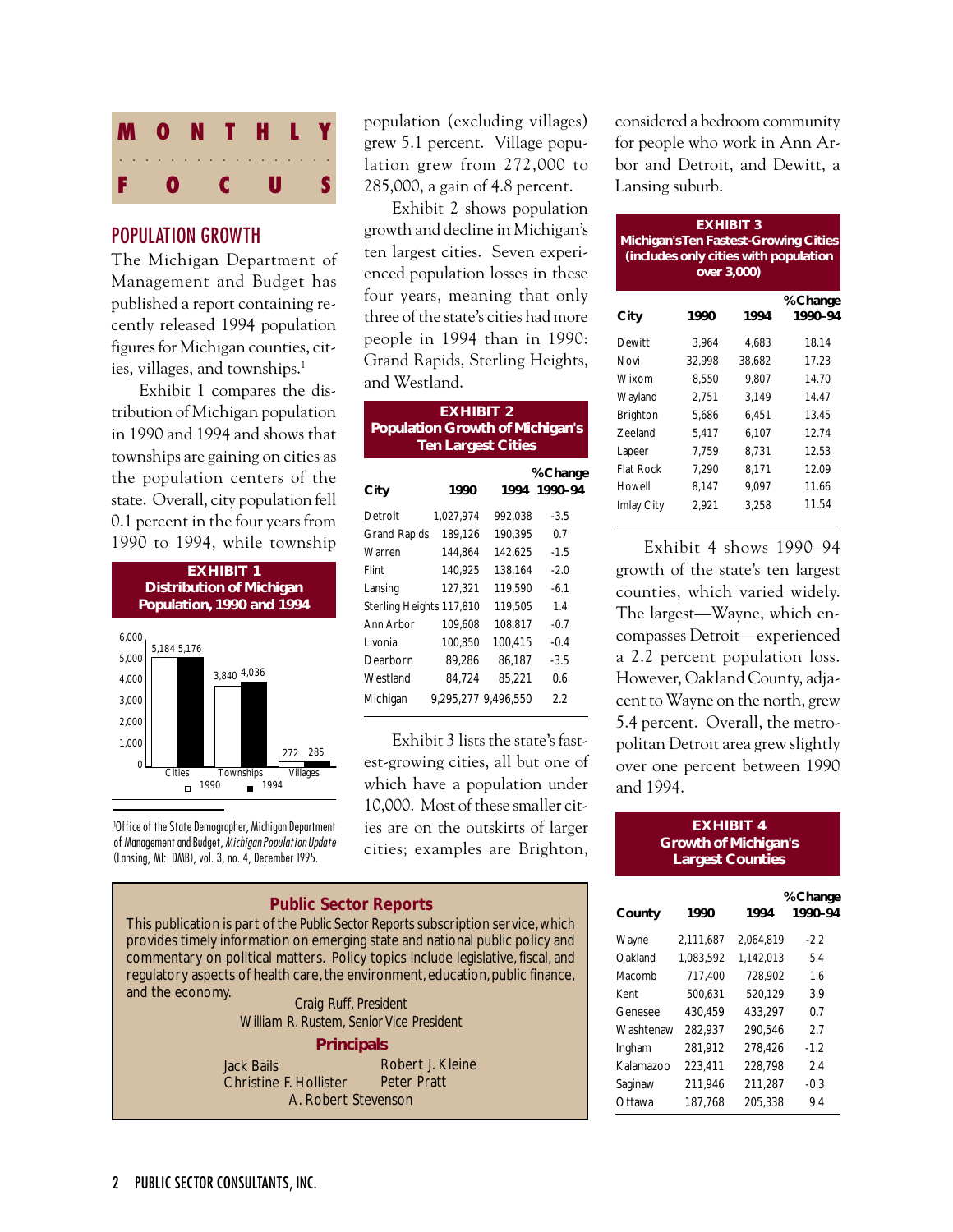**MONTHLY FOCUS**

## POPULATION GROWTH

The Michigan Department of Management and Budget has published a report containing recently released 1994 population figures for Michigan counties, cities, villages, and townships.[1]

Exhibit 1 compares the distribution of Michigan population in 1990 and 1994 and shows that townships are gaining on cities as the population centers of the state. Overall, city population fell 0.1 percent in the four years from 1990 to 1994, while township population (excluding villages) grew 5.1 percent. Village population grew from 272,000 to 285,000, a gain of 4.8 percent.

**EXHIBIT 1**
**Distribution of Michigan Population, 1990 and 1994**

| | 1990 | 1994 |
|---|---|---|
| Cities | 5,184 | 5,176 |
| Townships | 3,840 | 4,036 |
| Villages | 272 | 285 |

[1] Office of the State Demographer, Michigan Department of Management and Budget, *Michigan Population Update* (Lansing, MI: DMB), vol. 3, no. 4, December 1995.

Exhibit 2 shows population growth and decline in Michigan's ten largest cities. Seven experienced population losses in these four years, meaning that only three of the state's cities had more people in 1994 than in 1990: Grand Rapids, Sterling Heights, and Westland.

**EXHIBIT 2**
**Population Growth of Michigan's Ten Largest Cities**

| City | 1990 | 1994 | %Change 1990–94 |
|---|---|---|---|
| Detroit | 1,027,974 | 992,038 | -3.5 |
| Grand Rapids | 189,126 | 190,395 | 0.7 |
| Warren | 144,864 | 142,625 | -1.5 |
| Flint | 140,925 | 138,164 | -2.0 |
| Lansing | 127,321 | 119,590 | -6.1 |
| Sterling Heights | 117,810 | 119,505 | 1.4 |
| Ann Arbor | 109,608 | 108,817 | -0.7 |
| Livonia | 100,850 | 100,415 | -0.4 |
| Dearborn | 89,286 | 86,187 | -3.5 |
| Westland | 84,724 | 85,221 | 0.6 |
| Michigan | 9,295,277 | 9,496,550 | 2.2 |

Exhibit 3 lists the state's fastest-growing cities, all but one of which have a population under 10,000. Most of these smaller cities are on the outskirts of larger cities; examples are Brighton, considered a bedroom community for people who work in Ann Arbor and Detroit, and Dewitt, a Lansing suburb.

**EXHIBIT 3**
**Michigan's Ten Fastest-Growing Cities (includes only cities with population over 3,000)**

| City | 1990 | 1994 | %Change 1990–94 |
|---|---|---|---|
| Dewitt | 3,964 | 4,683 | 18.14 |
| Novi | 32,998 | 38,682 | 17.23 |
| Wixom | 8,550 | 9,807 | 14.70 |
| Wayland | 2,751 | 3,149 | 14.47 |
| Brighton | 5,686 | 6,451 | 13.45 |
| Zeeland | 5,417 | 6,107 | 12.74 |
| Lapeer | 7,759 | 8,731 | 12.53 |
| Flat Rock | 7,290 | 8,171 | 12.09 |
| Howell | 8,147 | 9,097 | 11.66 |
| Imlay City | 2,921 | 3,258 | 11.54 |

Exhibit 4 shows 1990–94 growth of the state's ten largest counties, which varied widely. The largest—Wayne, which encompasses Detroit—experienced a 2.2 percent population loss. However, Oakland County, adjacent to Wayne on the north, grew 5.4 percent. Overall, the metropolitan Detroit area grew slightly over one percent between 1990 and 1994.

**EXHIBIT 4**
**Growth of Michigan's Largest Counties**

| County | 1990 | 1994 | %Change 1990–94 |
|---|---|---|---|
| Wayne | 2,111,687 | 2,064,819 | -2.2 |
| Oakland | 1,083,592 | 1,142,013 | 5.4 |
| Macomb | 717,400 | 728,902 | 1.6 |
| Kent | 500,631 | 520,129 | 3.9 |
| Genesee | 430,459 | 433,297 | 0.7 |
| Washtenaw | 282,937 | 290,546 | 2.7 |
| Ingham | 281,912 | 278,426 | -1.2 |
| Kalamazoo | 223,411 | 228,798 | 2.4 |
| Saginaw | 211,946 | 211,287 | -0.3 |
| Ottawa | 187,768 | 205,338 | 9.4 |

### Public Sector Reports

This publication is part of the Public Sector Reports subscription service, which provides timely information on emerging state and national public policy and commentary on political matters. Policy topics include legislative, fiscal, and regulatory aspects of health care, the environment, education, public finance, and the economy.

Craig Ruff, President
William R. Rustem, Senior Vice President

### Principals

Jack Bails
Christine F. Hollister
Robert J. Kleine
Peter Pratt
A. Robert Stevenson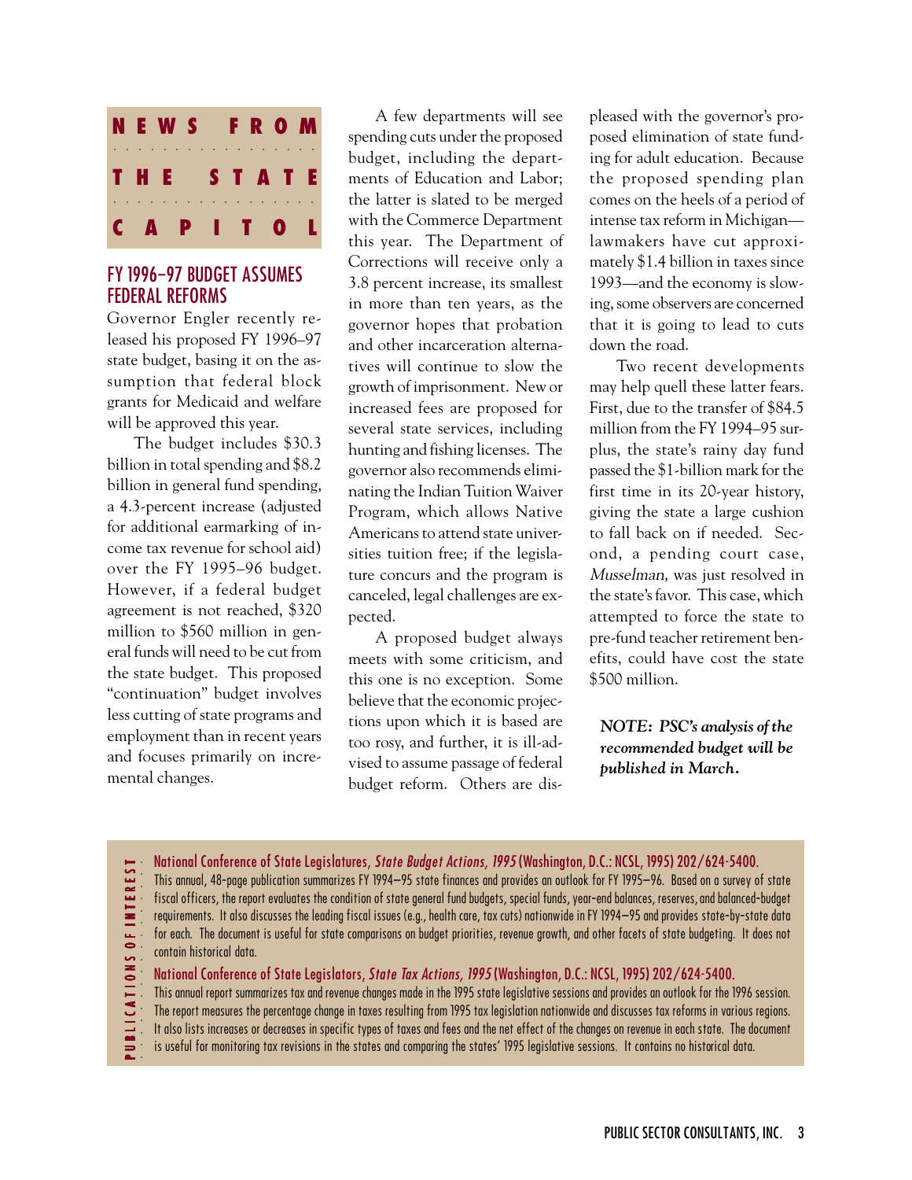## NEWS FROM THE STATE CAPITOL

### FY 1996–97 BUDGET ASSUMES FEDERAL REFORMS

Governor Engler recently released his proposed FY 1996–97 state budget, basing it on the assumption that federal block grants for Medicaid and welfare will be approved this year.

The budget includes $30.3 billion in total spending and $8.2 billion in general fund spending, a 4.3-percent increase (adjusted for additional earmarking of income tax revenue for school aid) over the FY 1995–96 budget. However, if a federal budget agreement is not reached, $320 million to $560 million in general funds will need to be cut from the state budget. This proposed "continuation" budget involves less cutting of state programs and employment than in recent years and focuses primarily on incremental changes.

A few departments will see spending cuts under the proposed budget, including the departments of Education and Labor; the latter is slated to be merged with the Commerce Department this year. The Department of Corrections will receive only a 3.8 percent increase, its smallest in more than ten years, as the governor hopes that probation and other incarceration alternatives will continue to slow the growth of imprisonment. New or increased fees are proposed for several state services, including hunting and fishing licenses. The governor also recommends eliminating the Indian Tuition Waiver Program, which allows Native Americans to attend state universities tuition free; if the legislature concurs and the program is canceled, legal challenges are expected.

A proposed budget always meets with some criticism, and this one is no exception. Some believe that the economic projections upon which it is based are too rosy, and further, it is ill-advised to assume passage of federal budget reform. Others are displeased with the governor's proposed elimination of state funding for adult education. Because the proposed spending plan comes on the heels of a period of intense tax reform in Michigan—lawmakers have cut approximately $1.4 billion in taxes since 1993—and the economy is slowing, some observers are concerned that it is going to lead to cuts down the road.

Two recent developments may help quell these latter fears. First, due to the transfer of $84.5 million from the FY 1994–95 surplus, the state's rainy day fund passed the $1-billion mark for the first time in its 20-year history, giving the state a large cushion to fall back on if needed. Second, a pending court case, *Musselman,* was just resolved in the state's favor. This case, which attempted to force the state to pre-fund teacher retirement benefits, could have cost the state $500 million.

***NOTE: PSC's analysis of the recommended budget will be published in March.***

---

## PUBLICATIONS OF INTEREST

**National Conference of State Legislatures, *State Budget Actions, 1995* (Washington, D.C.: NCSL, 1995) 202/624-5400.**
This annual, 48-page publication summarizes FY 1994–95 state finances and provides an outlook for FY 1995–96. Based on a survey of state fiscal officers, the report evaluates the condition of state general fund budgets, special funds, year-end balances, reserves, and balanced-budget requirements. It also discusses the leading fiscal issues (e.g., health care, tax cuts) nationwide in FY 1994–95 and provides state-by-state data for each. The document is useful for state comparisons on budget priorities, revenue growth, and other facets of state budgeting. It does not contain historical data.

**National Conference of State Legislators, *State Tax Actions, 1995* (Washington, D.C.: NCSL, 1995) 202/624-5400.**
This annual report summarizes tax and revenue changes made in the 1995 state legislative sessions and provides an outlook for the 1996 session. The report measures the percentage change in taxes resulting from 1995 tax legislation nationwide and discusses tax reforms in various regions. It also lists increases or decreases in specific types of taxes and fees and the net effect of the changes on revenue in each state. The document is useful for monitoring tax revisions in the states and comparing the states' 1995 legislative sessions. It contains no historical data.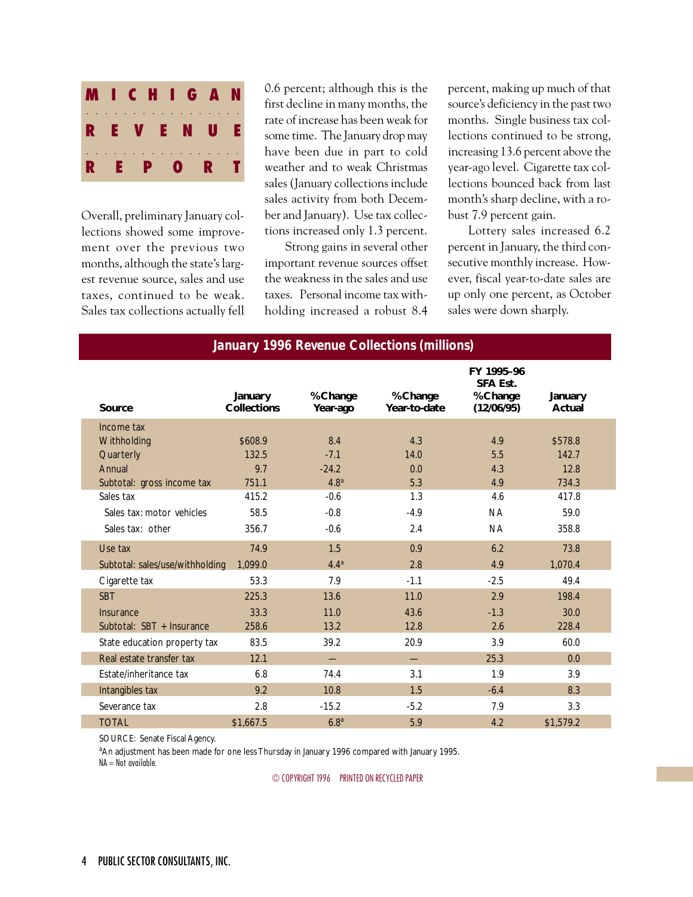# MICHIGAN REVENUE REPORT

Overall, preliminary January collections showed some improvement over the previous two months, although the state's largest revenue source, sales and use taxes, continued to be weak. Sales tax collections actually fell 0.6 percent; although this is the first decline in many months, the rate of increase has been weak for some time. The January drop may have been due in part to cold weather and to weak Christmas sales (January collections include sales activity from both December and January). Use tax collections increased only 1.3 percent.

Strong gains in several other important revenue sources offset the weakness in the sales and use taxes. Personal income tax withholding increased a robust 8.4 percent, making up much of that source's deficiency in the past two months. Single business tax collections continued to be strong, increasing 13.6 percent above the year-ago level. Cigarette tax collections bounced back from last month's sharp decline, with a robust 7.9 percent gain.

Lottery sales increased 6.2 percent in January, the third consecutive monthly increase. However, fiscal year-to-date sales are up only one percent, as October sales were down sharply.

## January 1996 Revenue Collections (millions)

| Source | January Collections | %Change Year-ago | %Change Year-to-date | FY 1995–96 SFA Est. %Change (12/06/95) | January Actual |
|---|---|---|---|---|---|
| Income tax | | | | | |
| Withholding | $608.9 | 8.4 | 4.3 | 4.9 | $578.8 |
| Quarterly | 132.5 | -7.1 | 14.0 | 5.5 | 142.7 |
| Annual | 9.7 | -24.2 | 0.0 | 4.3 | 12.8 |
| Subtotal: gross income tax | 751.1 | 4.8[a] | 5.3 | 4.9 | 734.3 |
| Sales tax | 415.2 | -0.6 | 1.3 | 4.6 | 417.8 |
| Sales tax: motor vehicles | 58.5 | -0.8 | -4.9 | NA | 59.0 |
| Sales tax: other | 356.7 | -0.6 | 2.4 | NA | 358.8 |
| Use tax | 74.9 | 1.5 | 0.9 | 6.2 | 73.8 |
| Subtotal: sales/use/withholding | 1,099.0 | 4.4[a] | 2.8 | 4.9 | 1,070.4 |
| Cigarette tax | 53.3 | 7.9 | -1.1 | -2.5 | 49.4 |
| SBT | 225.3 | 13.6 | 11.0 | 2.9 | 198.4 |
| Insurance | 33.3 | 11.0 | 43.6 | -1.3 | 30.0 |
| Subtotal: SBT + Insurance | 258.6 | 13.2 | 12.8 | 2.6 | 228.4 |
| State education property tax | 83.5 | 39.2 | 20.9 | 3.9 | 60.0 |
| Real estate transfer tax | 12.1 | — | — | 25.3 | 0.0 |
| Estate/inheritance tax | 6.8 | 74.4 | 3.1 | 1.9 | 3.9 |
| Intangibles tax | 9.2 | 10.8 | 1.5 | -6.4 | 8.3 |
| Severance tax | 2.8 | -15.2 | -5.2 | 7.9 | 3.3 |
| TOTAL | $1,667.5 | 6.8[a] | 5.9 | 4.2 | $1,579.2 |

SOURCE: Senate Fiscal Agency.

[a]An adjustment has been made for one less Thursday in January 1996 compared with January 1995.

NA = Not available.

© COPYRIGHT 1996 PRINTED ON RECYCLED PAPER